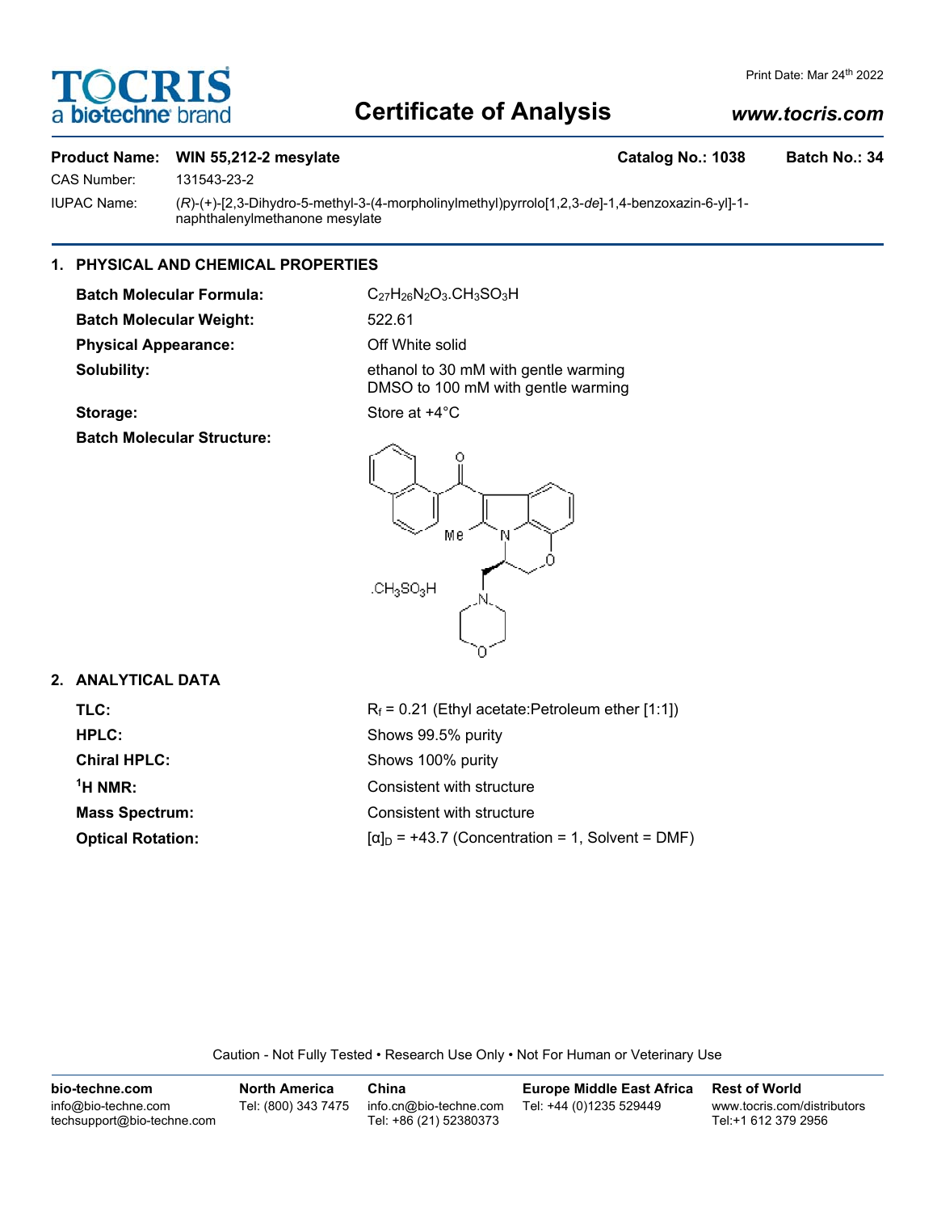# Certificate of Analysis

Print Date: Mar 24th 2022

www.tocris.com

**Product Name: WIN 55,212-2 mesylate** **Catalog No.: 1038** **Batch No.: 34**

CAS Number: 131543-23-2

IUPAC Name: (*R*)-(+)-[2,3-Dihydro-5-methyl-3-(4-morpholinylmethyl)pyrrolo[1,2,3-*de*]-1,4-benzoxazin-6-yl]-1-naphthalenylmethanone mesylate

## 1. PHYSICAL AND CHEMICAL PROPERTIES

**Batch Molecular Formula:** $C_{27}H_{26}N_2O_3.CH_3SO_3H$

**Batch Molecular Weight:** 522.61

**Physical Appearance:** Off White solid

**Solubility:** ethanol to 30 mM with gentle warming
DMSO to 100 mM with gentle warming

**Storage:** Store at +4°C

**Batch Molecular Structure:**

## 2. ANALYTICAL DATA

**TLC:** $R_f$ = 0.21 (Ethyl acetate:Petroleum ether [1:1])

**HPLC:** Shows 99.5% purity

**Chiral HPLC:** Shows 100% purity

**$^1$H NMR:** Consistent with structure

**Mass Spectrum:** Consistent with structure

**Optical Rotation:** $[\alpha]_D$ = +43.7 (Concentration = 1, Solvent = DMF)

Caution - Not Fully Tested • Research Use Only • Not For Human or Veterinary Use

| bio-techne.com | North America | China | Europe Middle East Africa | Rest of World |
|---|---|---|---|---|
| info@bio-techne.com<br>techsupport@bio-techne.com | Tel: (800) 343 7475 | info.cn@bio-techne.com<br>Tel: +86 (21) 52380373 | Tel: +44 (0)1235 529449 | www.tocris.com/distributors<br>Tel:+1 612 379 2956 |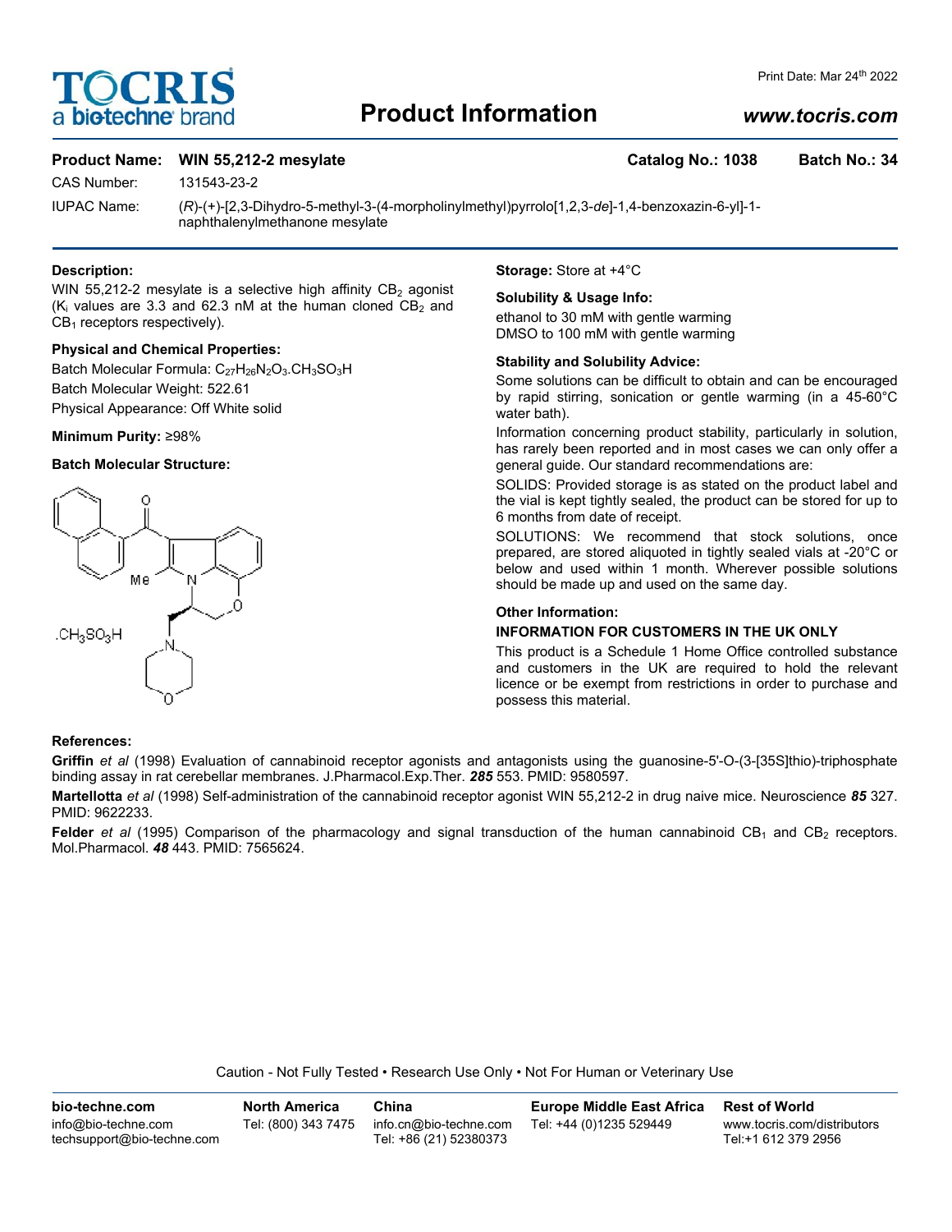Print Date: Mar 24th 2022

# Product Information

www.tocris.com

**Product Name: WIN 55,212-2 mesylate** **Catalog No.: 1038** **Batch No.: 34**

CAS Number: 131543-23-2

IUPAC Name: (*R*)-(+)-[2,3-Dihydro-5-methyl-3-(4-morpholinylmethyl)pyrrolo[1,2,3-*de*]-1,4-benzoxazin-6-yl]-1-naphthalenylmethanone mesylate

### Description:

WIN 55,212-2 mesylate is a selective high affinity $CB_2$ agonist ($K_i$ values are 3.3 and 62.3 nM at the human cloned $CB_2$ and $CB_1$ receptors respectively).

### Physical and Chemical Properties:

Batch Molecular Formula: $C_{27}H_{26}N_2O_3.CH_3SO_3H$

Batch Molecular Weight: 522.61

Physical Appearance: Off White solid

**Minimum Purity:** ≥98%

### Batch Molecular Structure:

.$CH_3SO_3H$

**Storage:** Store at +4°C

### Solubility & Usage Info:

ethanol to 30 mM with gentle warming
DMSO to 100 mM with gentle warming

### Stability and Solubility Advice:

Some solutions can be difficult to obtain and can be encouraged by rapid stirring, sonication or gentle warming (in a 45-60°C water bath).

Information concerning product stability, particularly in solution, has rarely been reported and in most cases we can only offer a general guide. Our standard recommendations are:

SOLIDS: Provided storage is as stated on the product label and the vial is kept tightly sealed, the product can be stored for up to 6 months from date of receipt.

SOLUTIONS: We recommend that stock solutions, once prepared, are stored aliquoted in tightly sealed vials at -20°C or below and used within 1 month. Wherever possible solutions should be made up and used on the same day.

### Other Information:

**INFORMATION FOR CUSTOMERS IN THE UK ONLY**

This product is a Schedule 1 Home Office controlled substance and customers in the UK are required to hold the relevant licence or be exempt from restrictions in order to purchase and possess this material.

### References:

**Griffin** *et al* (1998) Evaluation of cannabinoid receptor agonists and antagonists using the guanosine-5'-O-(3-[35S]thio)-triphosphate binding assay in rat cerebellar membranes. J.Pharmacol.Exp.Ther. ***285*** 553. PMID: 9580597.

**Martellotta** *et al* (1998) Self-administration of the cannabinoid receptor agonist WIN 55,212-2 in drug naive mice. Neuroscience ***85*** 327. PMID: 9622233.

**Felder** *et al* (1995) Comparison of the pharmacology and signal transduction of the human cannabinoid $CB_1$ and $CB_2$ receptors. Mol.Pharmacol. ***48*** 443. PMID: 7565624.

Caution - Not Fully Tested • Research Use Only • Not For Human or Veterinary Use

**bio-techne.com** info@bio-techne.com techsupport@bio-techne.com | **North America** Tel: (800) 343 7475 | **China** info.cn@bio-techne.com Tel: +86 (21) 52380373 | **Europe Middle East Africa** Tel: +44 (0)1235 529449 | **Rest of World** www.tocris.com/distributors Tel:+1 612 379 2956